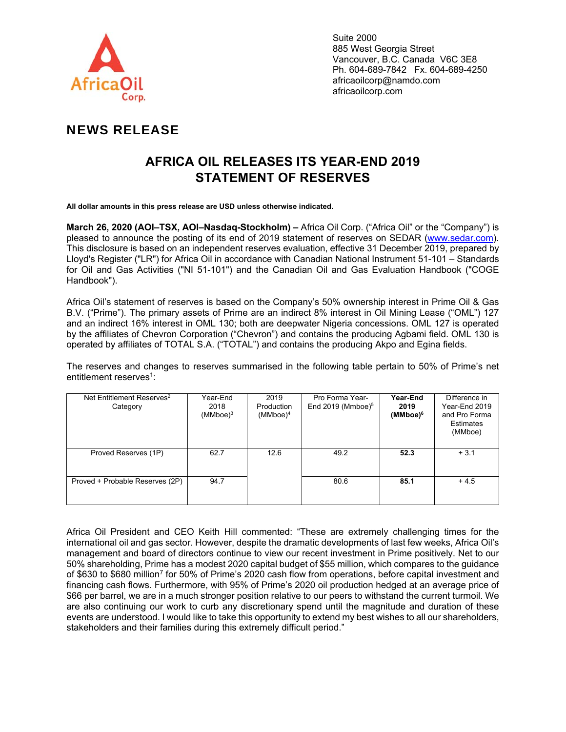Suite 2000
885 West Georgia Street
Vancouver, B.C. Canada V6C 3E8
Ph. 604-689-7842 Fx. 604-689-4250
africaoilcorp@namdo.com
africaoilcorp.com

## NEWS RELEASE

# AFRICA OIL RELEASES ITS YEAR-END 2019 STATEMENT OF RESERVES

**All dollar amounts in this press release are USD unless otherwise indicated.**

**March 26, 2020 (AOI–TSX, AOI–Nasdaq-Stockholm) –** Africa Oil Corp. ("Africa Oil" or the "Company") is pleased to announce the posting of its end of 2019 statement of reserves on SEDAR (www.sedar.com). This disclosure is based on an independent reserves evaluation, effective 31 December 2019, prepared by Lloyd's Register ("LR") for Africa Oil in accordance with Canadian National Instrument 51-101 – Standards for Oil and Gas Activities ("NI 51-101") and the Canadian Oil and Gas Evaluation Handbook ("COGE Handbook").

Africa Oil's statement of reserves is based on the Company's 50% ownership interest in Prime Oil & Gas B.V. ("Prime"). The primary assets of Prime are an indirect 8% interest in Oil Mining Lease ("OML") 127 and an indirect 16% interest in OML 130; both are deepwater Nigeria concessions. OML 127 is operated by the affiliates of Chevron Corporation ("Chevron") and contains the producing Agbami field. OML 130 is operated by affiliates of TOTAL S.A. ("TOTAL") and contains the producing Akpo and Egina fields.

The reserves and changes to reserves summarised in the following table pertain to 50% of Prime's net entitlement reserves[1]:

| Net Entitlement Reserves[2] Category | Year-End 2018 (MMboe)[3] | 2019 Production (MMboe)[4] | Pro Forma Year-End 2019 (Mmboe)[5] | **Year-End 2019 (MMboe)[6]** | Difference in Year-End 2019 and Pro Forma Estimates (MMboe) |
|---|---|---|---|---|---|
| Proved Reserves (1P) | 62.7 | 12.6 | 49.2 | **52.3** | + 3.1 |
| Proved + Probable Reserves (2P) | 94.7 | | 80.6 | **85.1** | + 4.5 |

Africa Oil President and CEO Keith Hill commented: "These are extremely challenging times for the international oil and gas sector. However, despite the dramatic developments of last few weeks, Africa Oil's management and board of directors continue to view our recent investment in Prime positively. Net to our 50% shareholding, Prime has a modest 2020 capital budget of $55 million, which compares to the guidance of $630 to $680 million[7] for 50% of Prime's 2020 cash flow from operations, before capital investment and financing cash flows. Furthermore, with 95% of Prime's 2020 oil production hedged at an average price of $66 per barrel, we are in a much stronger position relative to our peers to withstand the current turmoil. We are also continuing our work to curb any discretionary spend until the magnitude and duration of these events are understood. I would like to take this opportunity to extend my best wishes to all our shareholders, stakeholders and their families during this extremely difficult period."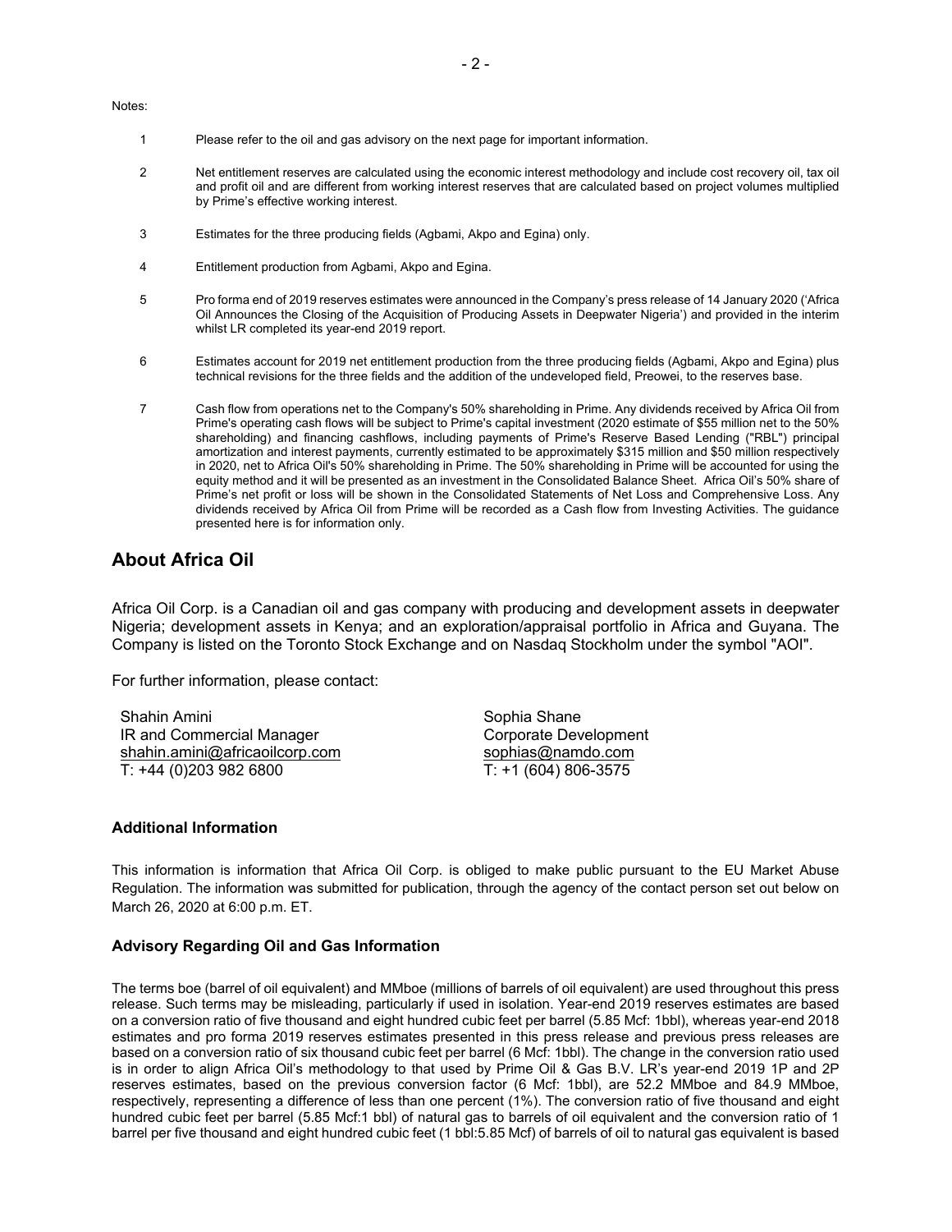Notes:

1. Please refer to the oil and gas advisory on the next page for important information.

2. Net entitlement reserves are calculated using the economic interest methodology and include cost recovery oil, tax oil and profit oil and are different from working interest reserves that are calculated based on project volumes multiplied by Prime's effective working interest.

3. Estimates for the three producing fields (Agbami, Akpo and Egina) only.

4. Entitlement production from Agbami, Akpo and Egina.

5. Pro forma end of 2019 reserves estimates were announced in the Company's press release of 14 January 2020 ('Africa Oil Announces the Closing of the Acquisition of Producing Assets in Deepwater Nigeria') and provided in the interim whilst LR completed its year-end 2019 report.

6. Estimates account for 2019 net entitlement production from the three producing fields (Agbami, Akpo and Egina) plus technical revisions for the three fields and the addition of the undeveloped field, Preowei, to the reserves base.

7. Cash flow from operations net to the Company's 50% shareholding in Prime. Any dividends received by Africa Oil from Prime's operating cash flows will be subject to Prime's capital investment (2020 estimate of $55 million net to the 50% shareholding) and financing cashflows, including payments of Prime's Reserve Based Lending ("RBL") principal amortization and interest payments, currently estimated to be approximately $315 million and $50 million respectively in 2020, net to Africa Oil's 50% shareholding in Prime. The 50% shareholding in Prime will be accounted for using the equity method and it will be presented as an investment in the Consolidated Balance Sheet. Africa Oil's 50% share of Prime's net profit or loss will be shown in the Consolidated Statements of Net Loss and Comprehensive Loss. Any dividends received by Africa Oil from Prime will be recorded as a Cash flow from Investing Activities. The guidance presented here is for information only.

## About Africa Oil

Africa Oil Corp. is a Canadian oil and gas company with producing and development assets in deepwater Nigeria; development assets in Kenya; and an exploration/appraisal portfolio in Africa and Guyana. The Company is listed on the Toronto Stock Exchange and on Nasdaq Stockholm under the symbol "AOI".

For further information, please contact:

Shahin Amini
IR and Commercial Manager
shahin.amini@africaoilcorp.com
T: +44 (0)203 982 6800

Sophia Shane
Corporate Development
sophias@namdo.com
T: +1 (604) 806-3575

### Additional Information

This information is information that Africa Oil Corp. is obliged to make public pursuant to the EU Market Abuse Regulation. The information was submitted for publication, through the agency of the contact person set out below on March 26, 2020 at 6:00 p.m. ET.

### Advisory Regarding Oil and Gas Information

The terms boe (barrel of oil equivalent) and MMboe (millions of barrels of oil equivalent) are used throughout this press release. Such terms may be misleading, particularly if used in isolation. Year-end 2019 reserves estimates are based on a conversion ratio of five thousand and eight hundred cubic feet per barrel (5.85 Mcf: 1bbl), whereas year-end 2018 estimates and pro forma 2019 reserves estimates presented in this press release and previous press releases are based on a conversion ratio of six thousand cubic feet per barrel (6 Mcf: 1bbl). The change in the conversion ratio used is in order to align Africa Oil's methodology to that used by Prime Oil & Gas B.V. LR's year-end 2019 1P and 2P reserves estimates, based on the previous conversion factor (6 Mcf: 1bbl), are 52.2 MMboe and 84.9 MMboe, respectively, representing a difference of less than one percent (1%). The conversion ratio of five thousand and eight hundred cubic feet per barrel (5.85 Mcf:1 bbl) of natural gas to barrels of oil equivalent and the conversion ratio of 1 barrel per five thousand and eight hundred cubic feet (1 bbl:5.85 Mcf) of barrels of oil to natural gas equivalent is based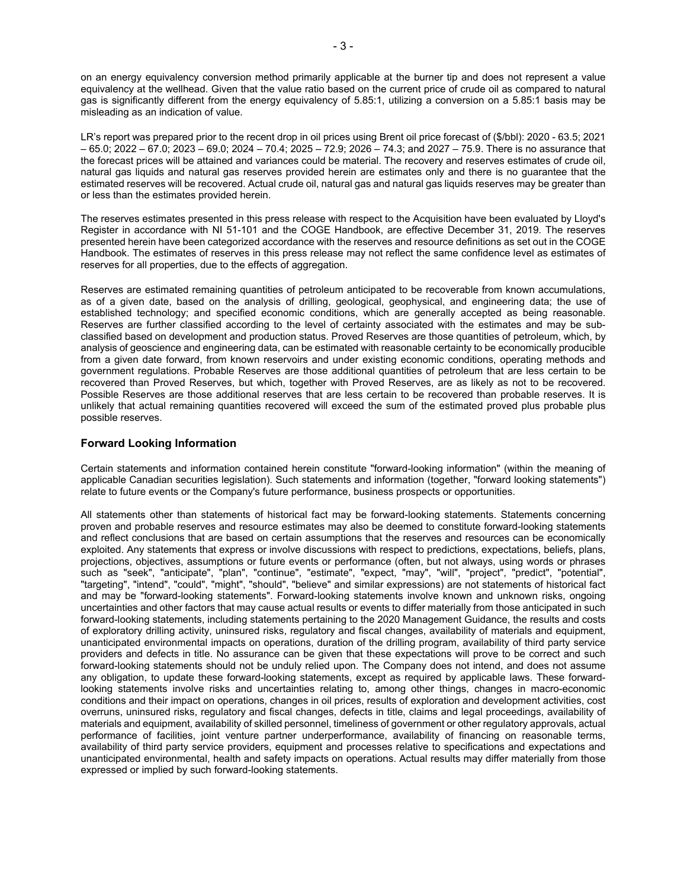on an energy equivalency conversion method primarily applicable at the burner tip and does not represent a value equivalency at the wellhead. Given that the value ratio based on the current price of crude oil as compared to natural gas is significantly different from the energy equivalency of 5.85:1, utilizing a conversion on a 5.85:1 basis may be misleading as an indication of value.

LR's report was prepared prior to the recent drop in oil prices using Brent oil price forecast of ($/bbl): 2020 - 63.5; 2021 – 65.0; 2022 – 67.0; 2023 – 69.0; 2024 – 70.4; 2025 – 72.9; 2026 – 74.3; and 2027 – 75.9. There is no assurance that the forecast prices will be attained and variances could be material. The recovery and reserves estimates of crude oil, natural gas liquids and natural gas reserves provided herein are estimates only and there is no guarantee that the estimated reserves will be recovered. Actual crude oil, natural gas and natural gas liquids reserves may be greater than or less than the estimates provided herein.

The reserves estimates presented in this press release with respect to the Acquisition have been evaluated by Lloyd's Register in accordance with NI 51-101 and the COGE Handbook, are effective December 31, 2019. The reserves presented herein have been categorized accordance with the reserves and resource definitions as set out in the COGE Handbook. The estimates of reserves in this press release may not reflect the same confidence level as estimates of reserves for all properties, due to the effects of aggregation.

Reserves are estimated remaining quantities of petroleum anticipated to be recoverable from known accumulations, as of a given date, based on the analysis of drilling, geological, geophysical, and engineering data; the use of established technology; and specified economic conditions, which are generally accepted as being reasonable. Reserves are further classified according to the level of certainty associated with the estimates and may be sub-classified based on development and production status. Proved Reserves are those quantities of petroleum, which, by analysis of geoscience and engineering data, can be estimated with reasonable certainty to be economically producible from a given date forward, from known reservoirs and under existing economic conditions, operating methods and government regulations. Probable Reserves are those additional quantities of petroleum that are less certain to be recovered than Proved Reserves, but which, together with Proved Reserves, are as likely as not to be recovered. Possible Reserves are those additional reserves that are less certain to be recovered than probable reserves. It is unlikely that actual remaining quantities recovered will exceed the sum of the estimated proved plus probable plus possible reserves.

## Forward Looking Information

Certain statements and information contained herein constitute "forward-looking information" (within the meaning of applicable Canadian securities legislation). Such statements and information (together, "forward looking statements") relate to future events or the Company's future performance, business prospects or opportunities.

All statements other than statements of historical fact may be forward-looking statements. Statements concerning proven and probable reserves and resource estimates may also be deemed to constitute forward-looking statements and reflect conclusions that are based on certain assumptions that the reserves and resources can be economically exploited. Any statements that express or involve discussions with respect to predictions, expectations, beliefs, plans, projections, objectives, assumptions or future events or performance (often, but not always, using words or phrases such as "seek", "anticipate", "plan", "continue", "estimate", "expect, "may", "will", "project", "predict", "potential", "targeting", "intend", "could", "might", "should", "believe" and similar expressions) are not statements of historical fact and may be "forward-looking statements". Forward-looking statements involve known and unknown risks, ongoing uncertainties and other factors that may cause actual results or events to differ materially from those anticipated in such forward-looking statements, including statements pertaining to the 2020 Management Guidance, the results and costs of exploratory drilling activity, uninsured risks, regulatory and fiscal changes, availability of materials and equipment, unanticipated environmental impacts on operations, duration of the drilling program, availability of third party service providers and defects in title. No assurance can be given that these expectations will prove to be correct and such forward-looking statements should not be unduly relied upon. The Company does not intend, and does not assume any obligation, to update these forward-looking statements, except as required by applicable laws. These forward-looking statements involve risks and uncertainties relating to, among other things, changes in macro-economic conditions and their impact on operations, changes in oil prices, results of exploration and development activities, cost overruns, uninsured risks, regulatory and fiscal changes, defects in title, claims and legal proceedings, availability of materials and equipment, availability of skilled personnel, timeliness of government or other regulatory approvals, actual performance of facilities, joint venture partner underperformance, availability of financing on reasonable terms, availability of third party service providers, equipment and processes relative to specifications and expectations and unanticipated environmental, health and safety impacts on operations. Actual results may differ materially from those expressed or implied by such forward-looking statements.